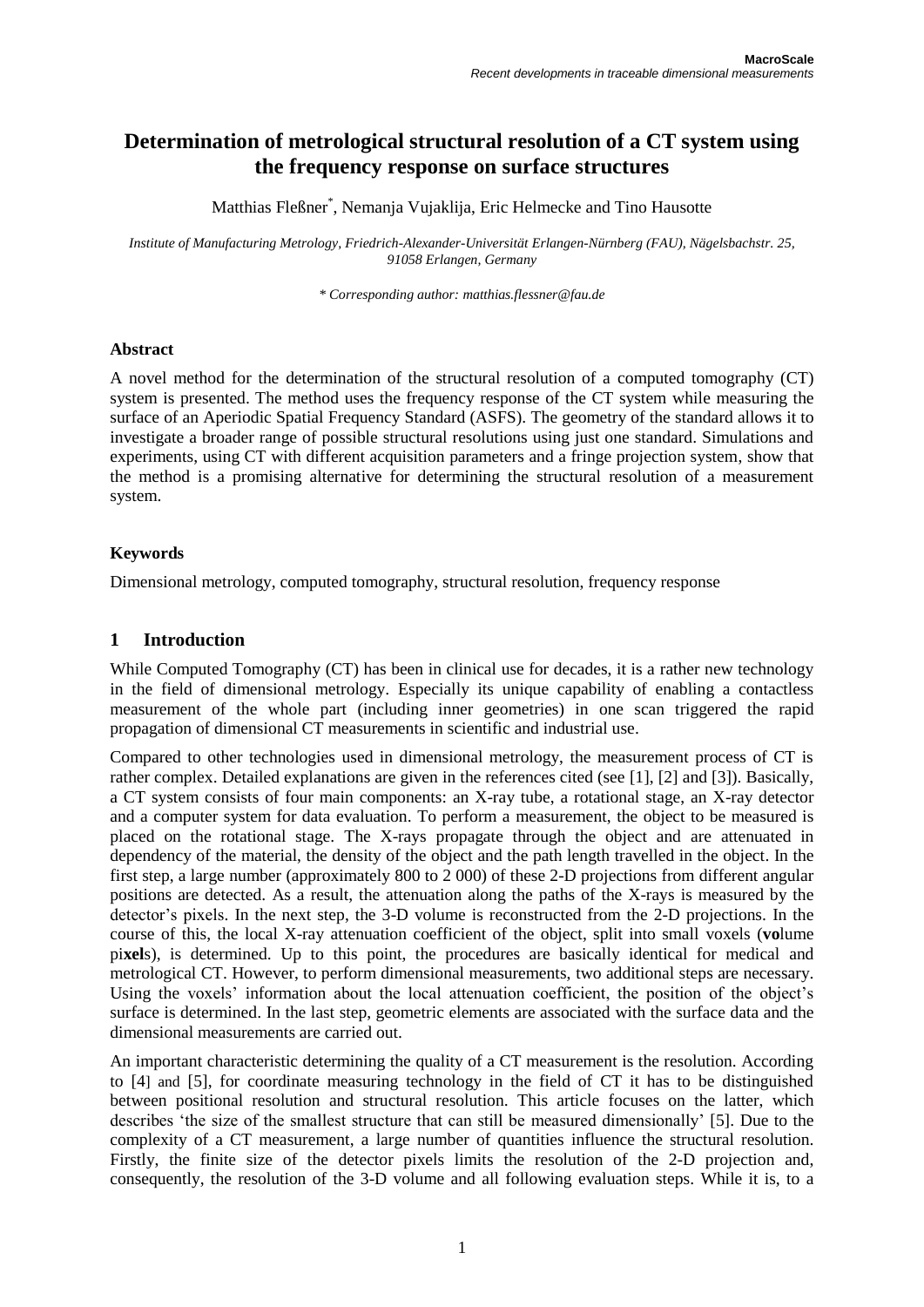# Determination of metrological structural resolution of a CT system using the frequency response on surface structures

Matthias Fleßner*, Nemanja Vujaklija, Eric Helmecke and Tino Hausotte

*Institute of Manufacturing Metrology, Friedrich-Alexander-Universität Erlangen-Nürnberg (FAU), Nägelsbachstr. 25, 91058 Erlangen, Germany*

*\* Corresponding author: matthias.flessner@fau.de*

### Abstract

A novel method for the determination of the structural resolution of a computed tomography (CT) system is presented. The method uses the frequency response of the CT system while measuring the surface of an Aperiodic Spatial Frequency Standard (ASFS). The geometry of the standard allows it to investigate a broader range of possible structural resolutions using just one standard. Simulations and experiments, using CT with different acquisition parameters and a fringe projection system, show that the method is a promising alternative for determining the structural resolution of a measurement system.

### Keywords

Dimensional metrology, computed tomography, structural resolution, frequency response

## 1 Introduction

While Computed Tomography (CT) has been in clinical use for decades, it is a rather new technology in the field of dimensional metrology. Especially its unique capability of enabling a contactless measurement of the whole part (including inner geometries) in one scan triggered the rapid propagation of dimensional CT measurements in scientific and industrial use.

Compared to other technologies used in dimensional metrology, the measurement process of CT is rather complex. Detailed explanations are given in the references cited (see [1], [2] and [3]). Basically, a CT system consists of four main components: an X-ray tube, a rotational stage, an X-ray detector and a computer system for data evaluation. To perform a measurement, the object to be measured is placed on the rotational stage. The X-rays propagate through the object and are attenuated in dependency of the material, the density of the object and the path length travelled in the object. In the first step, a large number (approximately 800 to 2 000) of these 2-D projections from different angular positions are detected. As a result, the attenuation along the paths of the X-rays is measured by the detector's pixels. In the next step, the 3-D volume is reconstructed from the 2-D projections. In the course of this, the local X-ray attenuation coefficient of the object, split into small voxels (**vo**lume pi**xel**s), is determined. Up to this point, the procedures are basically identical for medical and metrological CT. However, to perform dimensional measurements, two additional steps are necessary. Using the voxels' information about the local attenuation coefficient, the position of the object's surface is determined. In the last step, geometric elements are associated with the surface data and the dimensional measurements are carried out.

An important characteristic determining the quality of a CT measurement is the resolution. According to [4] and [5], for coordinate measuring technology in the field of CT it has to be distinguished between positional resolution and structural resolution. This article focuses on the latter, which describes 'the size of the smallest structure that can still be measured dimensionally' [5]. Due to the complexity of a CT measurement, a large number of quantities influence the structural resolution. Firstly, the finite size of the detector pixels limits the resolution of the 2-D projection and, consequently, the resolution of the 3-D volume and all following evaluation steps. While it is, to a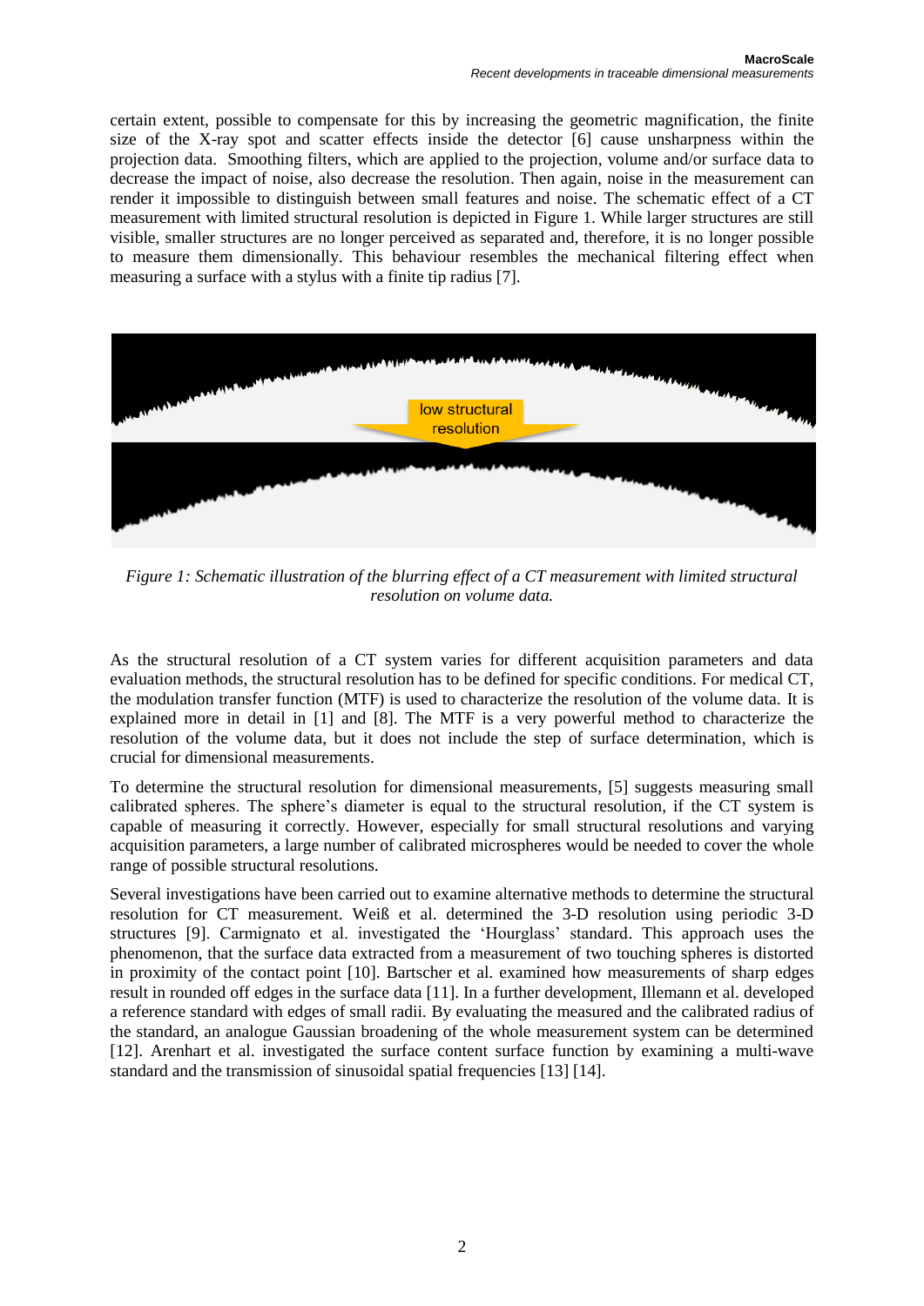certain extent, possible to compensate for this by increasing the geometric magnification, the finite size of the X-ray spot and scatter effects inside the detector [6] cause unsharpness within the projection data. Smoothing filters, which are applied to the projection, volume and/or surface data to decrease the impact of noise, also decrease the resolution. Then again, noise in the measurement can render it impossible to distinguish between small features and noise. The schematic effect of a CT measurement with limited structural resolution is depicted in Figure 1. While larger structures are still visible, smaller structures are no longer perceived as separated and, therefore, it is no longer possible to measure them dimensionally. This behaviour resembles the mechanical filtering effect when measuring a surface with a stylus with a finite tip radius [7].

*Figure 1: Schematic illustration of the blurring effect of a CT measurement with limited structural resolution on volume data.*

As the structural resolution of a CT system varies for different acquisition parameters and data evaluation methods, the structural resolution has to be defined for specific conditions. For medical CT, the modulation transfer function (MTF) is used to characterize the resolution of the volume data. It is explained more in detail in [1] and [8]. The MTF is a very powerful method to characterize the resolution of the volume data, but it does not include the step of surface determination, which is crucial for dimensional measurements.

To determine the structural resolution for dimensional measurements, [5] suggests measuring small calibrated spheres. The sphere's diameter is equal to the structural resolution, if the CT system is capable of measuring it correctly. However, especially for small structural resolutions and varying acquisition parameters, a large number of calibrated microspheres would be needed to cover the whole range of possible structural resolutions.

Several investigations have been carried out to examine alternative methods to determine the structural resolution for CT measurement. Weiß et al. determined the 3-D resolution using periodic 3-D structures [9]. Carmignato et al. investigated the 'Hourglass' standard. This approach uses the phenomenon, that the surface data extracted from a measurement of two touching spheres is distorted in proximity of the contact point [10]. Bartscher et al. examined how measurements of sharp edges result in rounded off edges in the surface data [11]. In a further development, Illemann et al. developed a reference standard with edges of small radii. By evaluating the measured and the calibrated radius of the standard, an analogue Gaussian broadening of the whole measurement system can be determined [12]. Arenhart et al. investigated the surface content surface function by examining a multi-wave standard and the transmission of sinusoidal spatial frequencies [13] [14].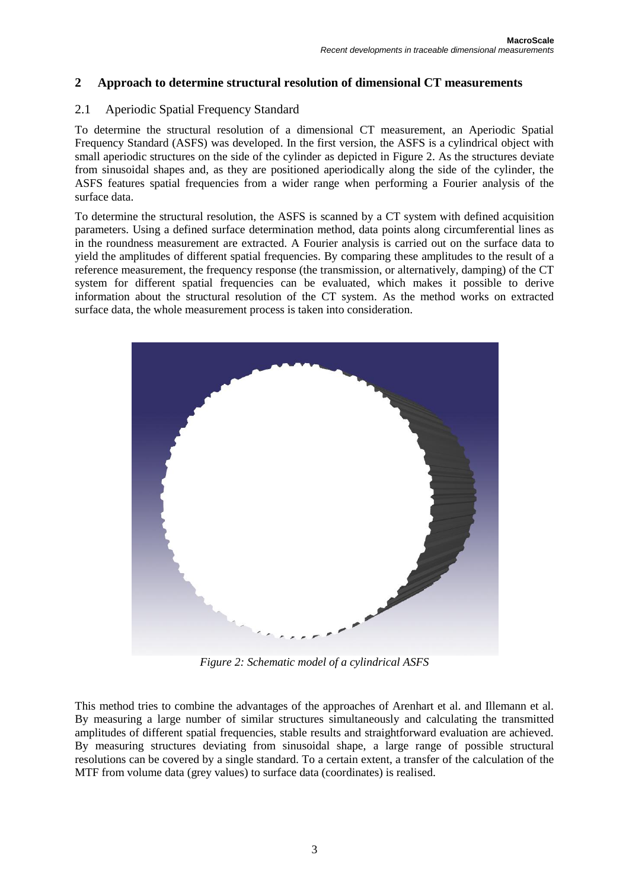## 2 Approach to determine structural resolution of dimensional CT measurements

### 2.1 Aperiodic Spatial Frequency Standard

To determine the structural resolution of a dimensional CT measurement, an Aperiodic Spatial Frequency Standard (ASFS) was developed. In the first version, the ASFS is a cylindrical object with small aperiodic structures on the side of the cylinder as depicted in Figure 2. As the structures deviate from sinusoidal shapes and, as they are positioned aperiodically along the side of the cylinder, the ASFS features spatial frequencies from a wider range when performing a Fourier analysis of the surface data.

To determine the structural resolution, the ASFS is scanned by a CT system with defined acquisition parameters. Using a defined surface determination method, data points along circumferential lines as in the roundness measurement are extracted. A Fourier analysis is carried out on the surface data to yield the amplitudes of different spatial frequencies. By comparing these amplitudes to the result of a reference measurement, the frequency response (the transmission, or alternatively, damping) of the CT system for different spatial frequencies can be evaluated, which makes it possible to derive information about the structural resolution of the CT system. As the method works on extracted surface data, the whole measurement process is taken into consideration.

*Figure 2: Schematic model of a cylindrical ASFS*

This method tries to combine the advantages of the approaches of Arenhart et al. and Illemann et al. By measuring a large number of similar structures simultaneously and calculating the transmitted amplitudes of different spatial frequencies, stable results and straightforward evaluation are achieved. By measuring structures deviating from sinusoidal shape, a large range of possible structural resolutions can be covered by a single standard. To a certain extent, a transfer of the calculation of the MTF from volume data (grey values) to surface data (coordinates) is realised.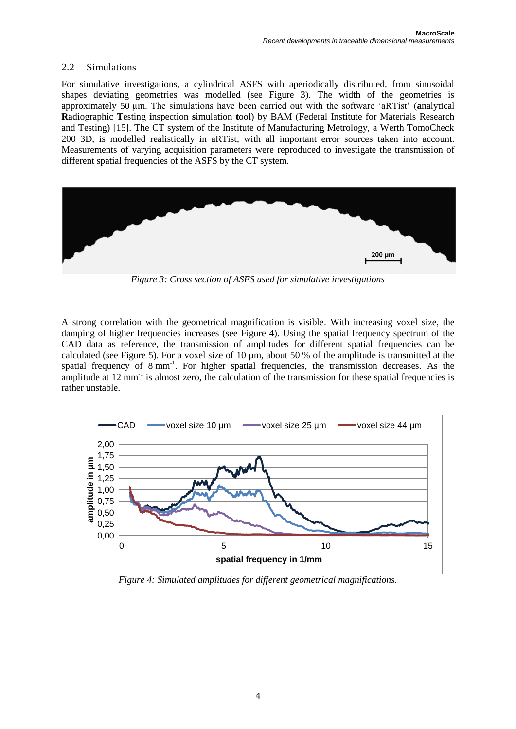## 2.2 Simulations

For simulative investigations, a cylindrical ASFS with aperiodically distributed, from sinusoidal shapes deviating geometries was modelled (see Figure 3). The width of the geometries is approximately 50 µm. The simulations have been carried out with the software 'aRTist' (**a**nalytical **R**adiographic **T**esting **i**nspection **s**imulation **t**ool) by BAM (Federal Institute for Materials Research and Testing) [15]. The CT system of the Institute of Manufacturing Metrology, a Werth TomoCheck 200 3D, is modelled realistically in aRTist, with all important error sources taken into account. Measurements of varying acquisition parameters were reproduced to investigate the transmission of different spatial frequencies of the ASFS by the CT system.

*Figure 3: Cross section of ASFS used for simulative investigations*

A strong correlation with the geometrical magnification is visible. With increasing voxel size, the damping of higher frequencies increases (see Figure 4). Using the spatial frequency spectrum of the CAD data as reference, the transmission of amplitudes for different spatial frequencies can be calculated (see Figure 5). For a voxel size of 10 µm, about 50 % of the amplitude is transmitted at the spatial frequency of 8 mm$^{-1}$. For higher spatial frequencies, the transmission decreases. As the amplitude at 12 mm$^{-1}$ is almost zero, the calculation of the transmission for these spatial frequencies is rather unstable.

*Figure 4: Simulated amplitudes for different geometrical magnifications.*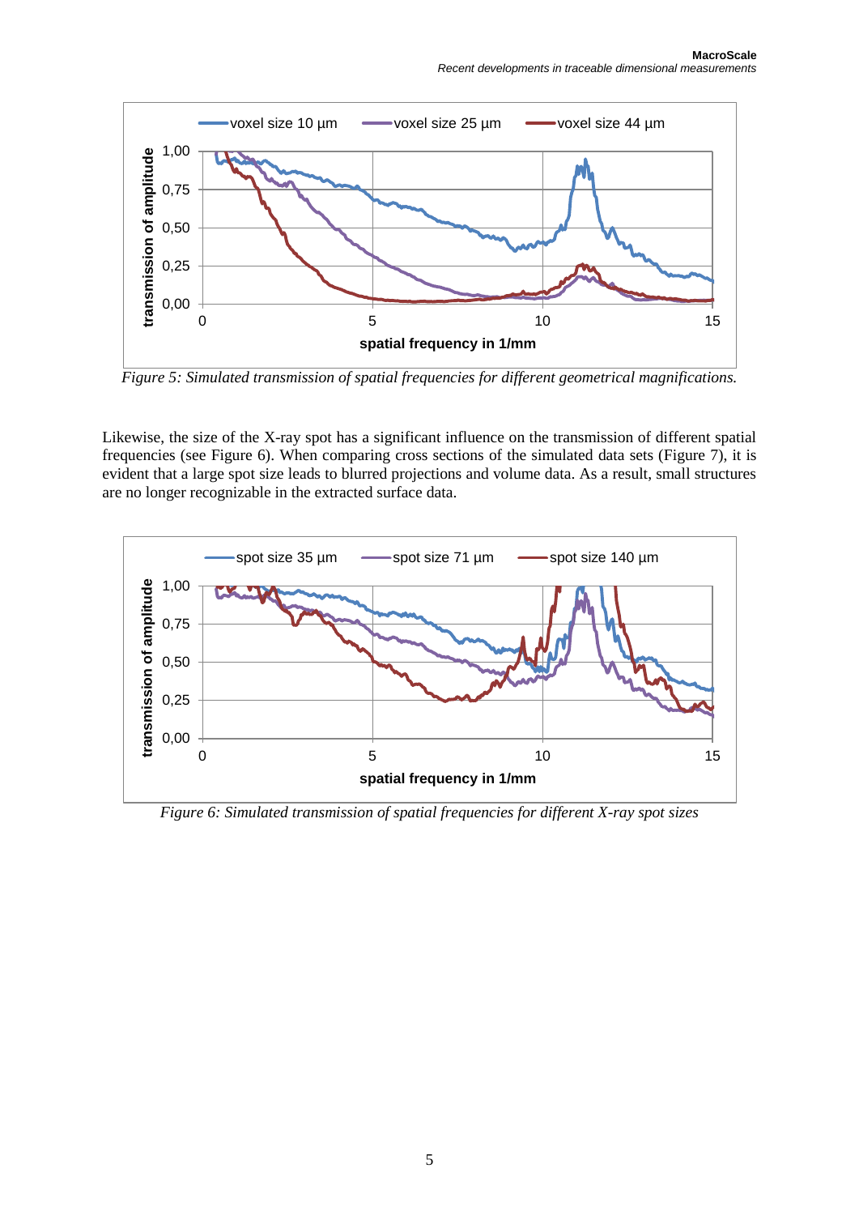Figure 5: Simulated transmission of spatial frequencies for different geometrical magnifications.

Likewise, the size of the X-ray spot has a significant influence on the transmission of different spatial frequencies (see Figure 6). When comparing cross sections of the simulated data sets (Figure 7), it is evident that a large spot size leads to blurred projections and volume data. As a result, small structures are no longer recognizable in the extracted surface data.

Figure 6: Simulated transmission of spatial frequencies for different X-ray spot sizes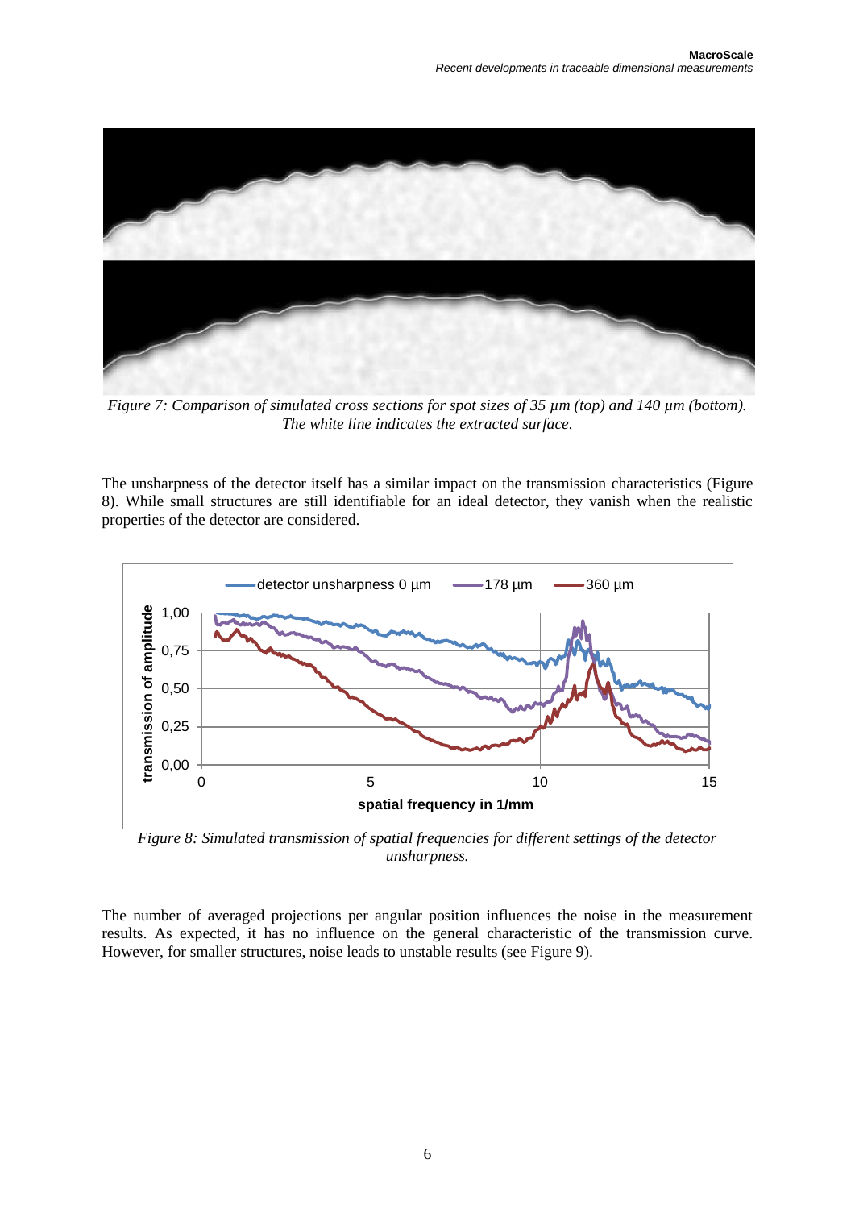Figure 7: Comparison of simulated cross sections for spot sizes of 35 µm (top) and 140 µm (bottom). The white line indicates the extracted surface.

The unsharpness of the detector itself has a similar impact on the transmission characteristics (Figure 8). While small structures are still identifiable for an ideal detector, they vanish when the realistic properties of the detector are considered.

Figure 8: Simulated transmission of spatial frequencies for different settings of the detector unsharpness.

The number of averaged projections per angular position influences the noise in the measurement results. As expected, it has no influence on the general characteristic of the transmission curve. However, for smaller structures, noise leads to unstable results (see Figure 9).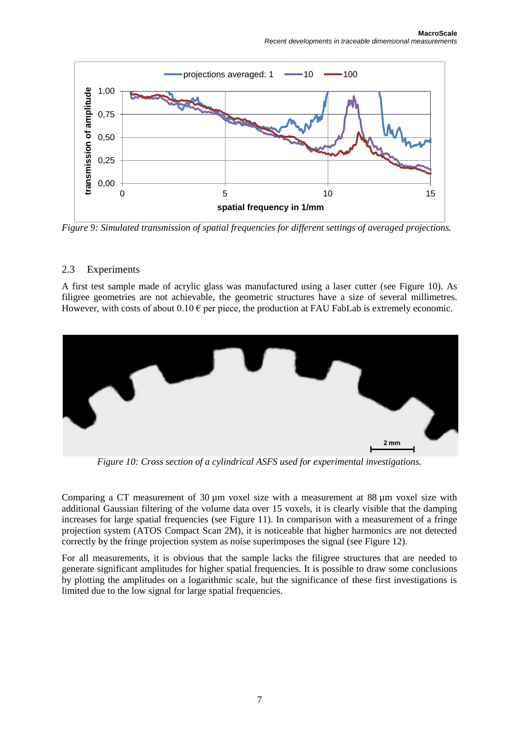*Figure 9: Simulated transmission of spatial frequencies for different settings of averaged projections.*

## 2.3 Experiments

A first test sample made of acrylic glass was manufactured using a laser cutter (see Figure 10). As filigree geometries are not achievable, the geometric structures have a size of several millimetres. However, with costs of about 0.10 € per piece, the production at FAU FabLab is extremely economic.

*Figure 10: Cross section of a cylindrical ASFS used for experimental investigations.*

Comparing a CT measurement of 30 µm voxel size with a measurement at 88 µm voxel size with additional Gaussian filtering of the volume data over 15 voxels, it is clearly visible that the damping increases for large spatial frequencies (see Figure 11). In comparison with a measurement of a fringe projection system (ATOS Compact Scan 2M), it is noticeable that higher harmonics are not detected correctly by the fringe projection system as noise superimposes the signal (see Figure 12).

For all measurements, it is obvious that the sample lacks the filigree structures that are needed to generate significant amplitudes for higher spatial frequencies. It is possible to draw some conclusions by plotting the amplitudes on a logarithmic scale, but the significance of these first investigations is limited due to the low signal for large spatial frequencies.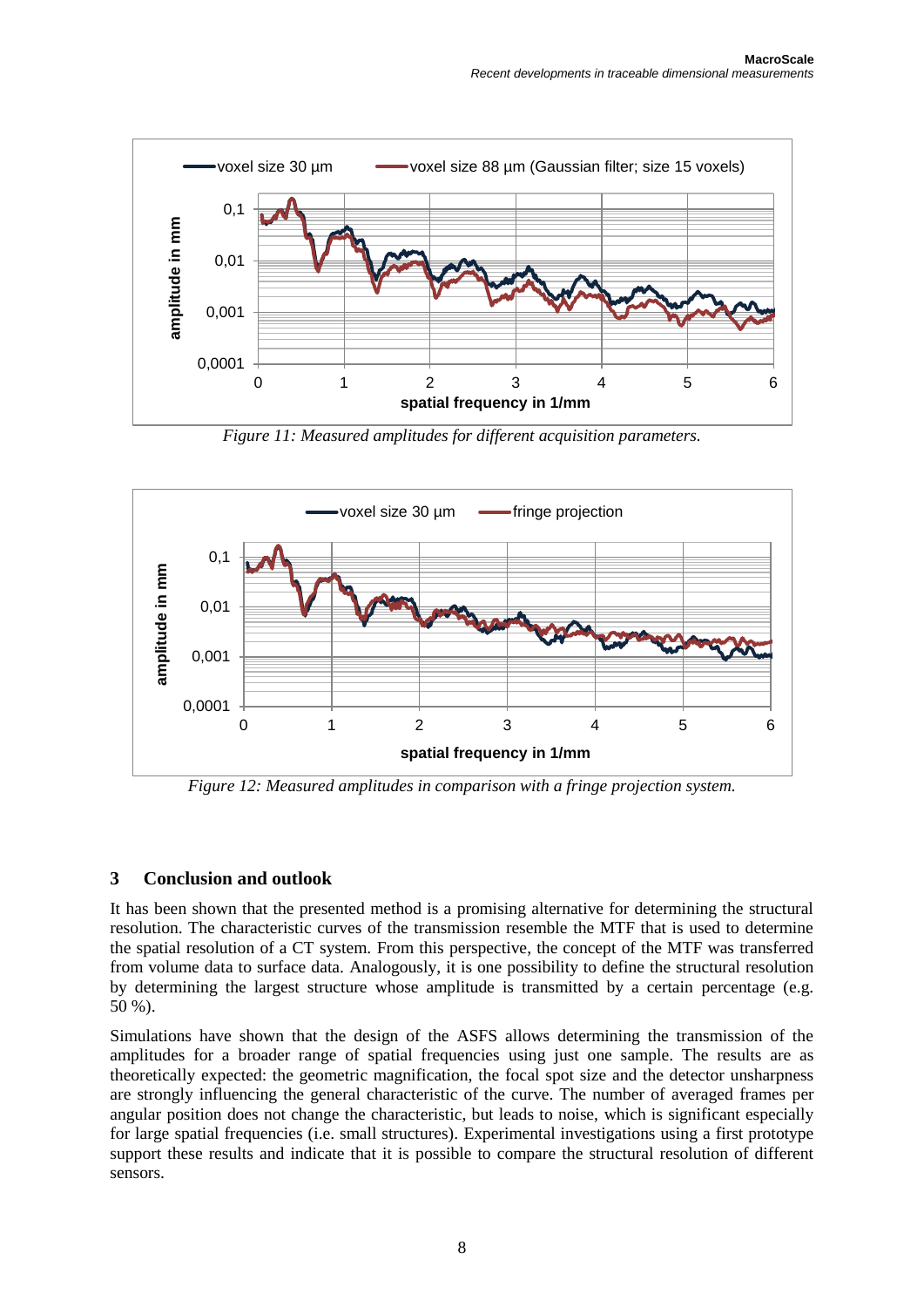*Figure 11: Measured amplitudes for different acquisition parameters.*

*Figure 12: Measured amplitudes in comparison with a fringe projection system.*

## 3 Conclusion and outlook

It has been shown that the presented method is a promising alternative for determining the structural resolution. The characteristic curves of the transmission resemble the MTF that is used to determine the spatial resolution of a CT system. From this perspective, the concept of the MTF was transferred from volume data to surface data. Analogously, it is one possibility to define the structural resolution by determining the largest structure whose amplitude is transmitted by a certain percentage (e.g. 50 %).

Simulations have shown that the design of the ASFS allows determining the transmission of the amplitudes for a broader range of spatial frequencies using just one sample. The results are as theoretically expected: the geometric magnification, the focal spot size and the detector unsharpness are strongly influencing the general characteristic of the curve. The number of averaged frames per angular position does not change the characteristic, but leads to noise, which is significant especially for large spatial frequencies (i.e. small structures). Experimental investigations using a first prototype support these results and indicate that it is possible to compare the structural resolution of different sensors.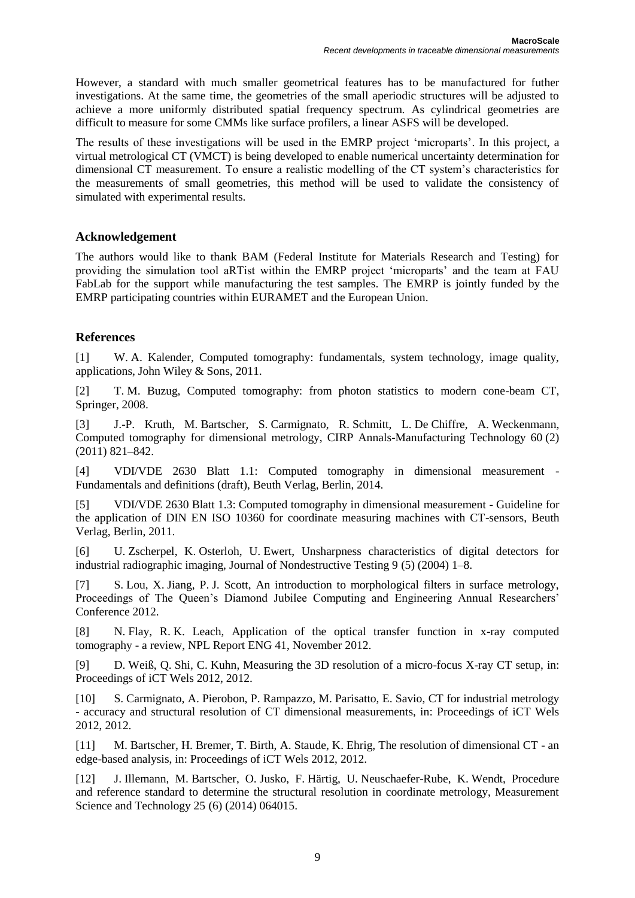However, a standard with much smaller geometrical features has to be manufactured for futher investigations. At the same time, the geometries of the small aperiodic structures will be adjusted to achieve a more uniformly distributed spatial frequency spectrum. As cylindrical geometries are difficult to measure for some CMMs like surface profilers, a linear ASFS will be developed.

The results of these investigations will be used in the EMRP project 'microparts'. In this project, a virtual metrological CT (VMCT) is being developed to enable numerical uncertainty determination for dimensional CT measurement. To ensure a realistic modelling of the CT system's characteristics for the measurements of small geometries, this method will be used to validate the consistency of simulated with experimental results.

## Acknowledgement

The authors would like to thank BAM (Federal Institute for Materials Research and Testing) for providing the simulation tool aRTist within the EMRP project 'microparts' and the team at FAU FabLab for the support while manufacturing the test samples. The EMRP is jointly funded by the EMRP participating countries within EURAMET and the European Union.

## References

[1] W. A. Kalender, Computed tomography: fundamentals, system technology, image quality, applications, John Wiley & Sons, 2011.

[2] T. M. Buzug, Computed tomography: from photon statistics to modern cone-beam CT, Springer, 2008.

[3] J.-P. Kruth, M. Bartscher, S. Carmignato, R. Schmitt, L. De Chiffre, A. Weckenmann, Computed tomography for dimensional metrology, CIRP Annals-Manufacturing Technology 60 (2) (2011) 821–842.

[4] VDI/VDE 2630 Blatt 1.1: Computed tomography in dimensional measurement - Fundamentals and definitions (draft), Beuth Verlag, Berlin, 2014.

[5] VDI/VDE 2630 Blatt 1.3: Computed tomography in dimensional measurement - Guideline for the application of DIN EN ISO 10360 for coordinate measuring machines with CT-sensors, Beuth Verlag, Berlin, 2011.

[6] U. Zscherpel, K. Osterloh, U. Ewert, Unsharpness characteristics of digital detectors for industrial radiographic imaging, Journal of Nondestructive Testing 9 (5) (2004) 1–8.

[7] S. Lou, X. Jiang, P. J. Scott, An introduction to morphological filters in surface metrology, Proceedings of The Queen's Diamond Jubilee Computing and Engineering Annual Researchers' Conference 2012.

[8] N. Flay, R. K. Leach, Application of the optical transfer function in x-ray computed tomography - a review, NPL Report ENG 41, November 2012.

[9] D. Weiß, Q. Shi, C. Kuhn, Measuring the 3D resolution of a micro-focus X-ray CT setup, in: Proceedings of iCT Wels 2012, 2012.

[10] S. Carmignato, A. Pierobon, P. Rampazzo, M. Parisatto, E. Savio, CT for industrial metrology - accuracy and structural resolution of CT dimensional measurements, in: Proceedings of iCT Wels 2012, 2012.

[11] M. Bartscher, H. Bremer, T. Birth, A. Staude, K. Ehrig, The resolution of dimensional CT - an edge-based analysis, in: Proceedings of iCT Wels 2012, 2012.

[12] J. Illemann, M. Bartscher, O. Jusko, F. Härtig, U. Neuschaefer-Rube, K. Wendt, Procedure and reference standard to determine the structural resolution in coordinate metrology, Measurement Science and Technology 25 (6) (2014) 064015.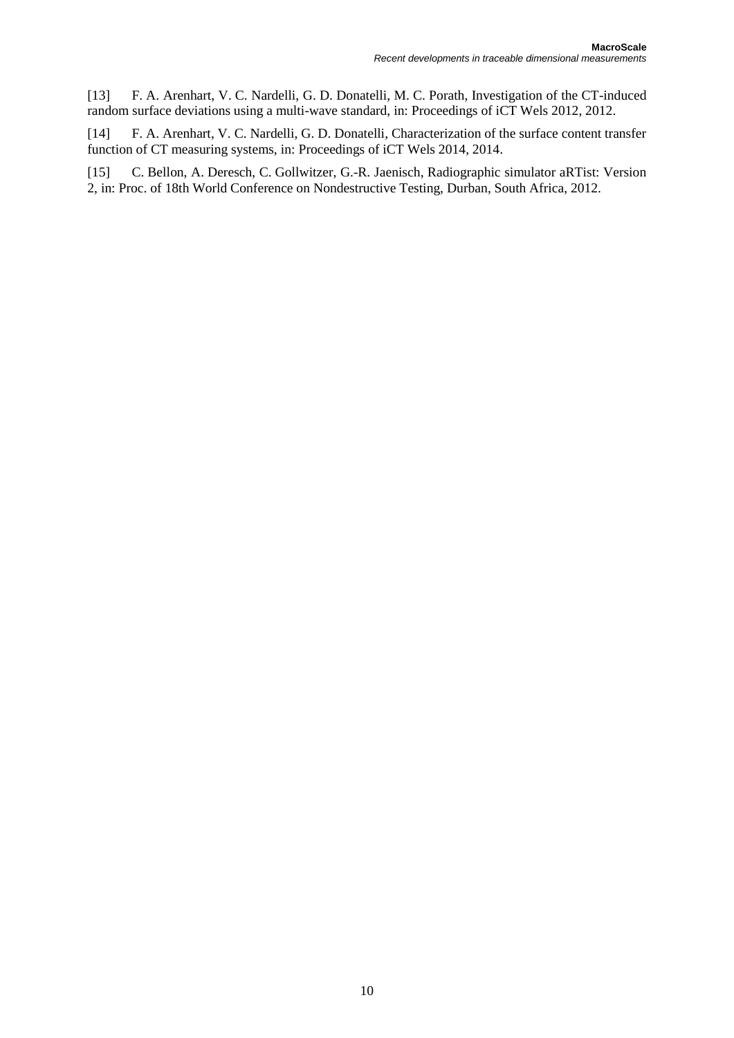[13] F. A. Arenhart, V. C. Nardelli, G. D. Donatelli, M. C. Porath, Investigation of the CT-induced random surface deviations using a multi-wave standard, in: Proceedings of iCT Wels 2012, 2012.

[14] F. A. Arenhart, V. C. Nardelli, G. D. Donatelli, Characterization of the surface content transfer function of CT measuring systems, in: Proceedings of iCT Wels 2014, 2014.

[15] C. Bellon, A. Deresch, C. Gollwitzer, G.-R. Jaenisch, Radiographic simulator aRTist: Version 2, in: Proc. of 18th World Conference on Nondestructive Testing, Durban, South Africa, 2012.